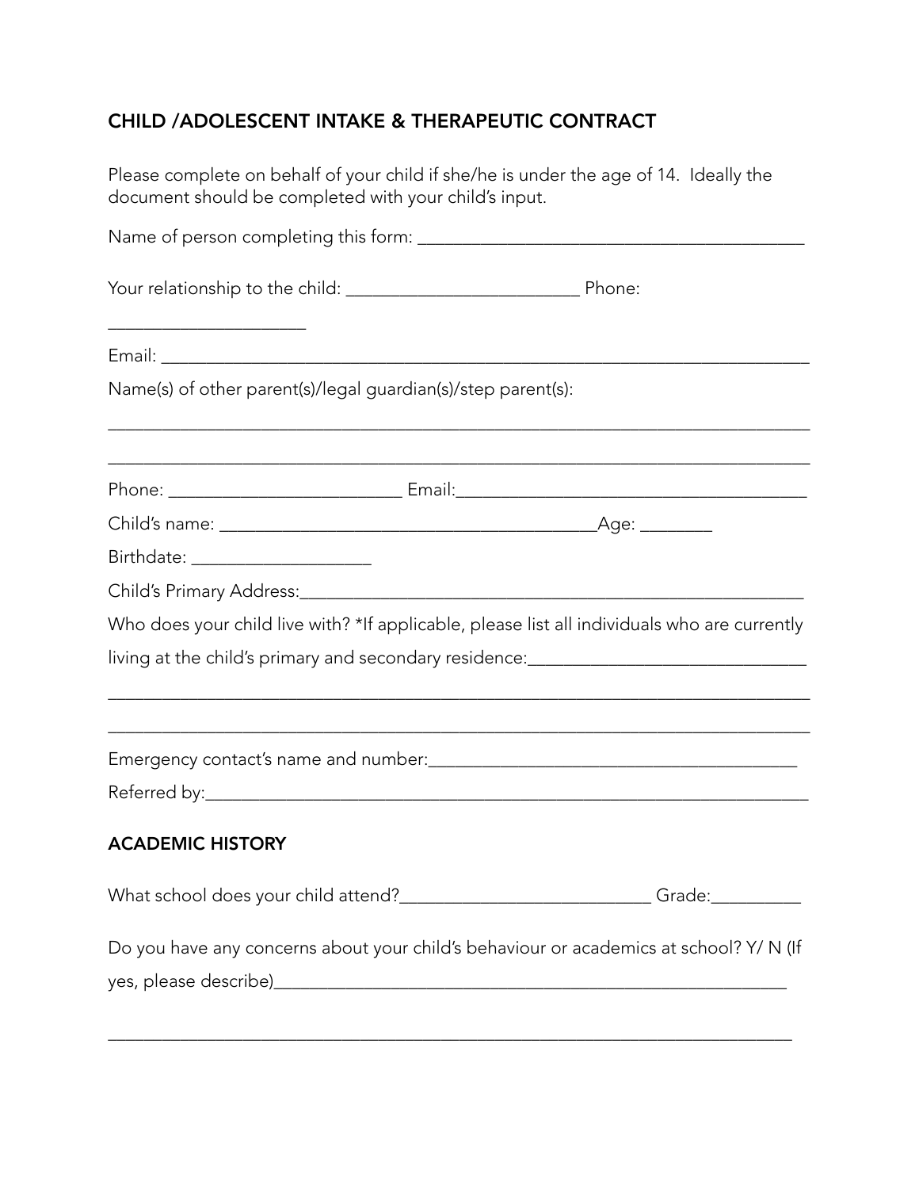## CHILD /ADOLESCENT INTAKE & THERAPEUTIC CONTRACT

Please complete on behalf of your child if she/he is under the age of 14. Ideally the document should be completed with your child's input.

Name of person completing this form: ___________________________________________

Your relationship to the child: __________________________ Phone: ______________________

Email: _____________________________________________________________________

Name(s) of other parent(s)/legal guardian(s)/step parent(s):

_____________________________________________________________________________

_____________________________________________________________________________

Phone: __________________________ Email:_______________________________________

Child's name: __________________________________________Age: ________

Birthdate: ____________________

Child's Primary Address:_________________________________________________________

Who does your child live with? *If applicable, please list all individuals who are currently living at the child's primary and secondary residence:______________________________

_____________________________________________________________________________

_____________________________________________________________________________

Emergency contact's name and number:___________________________________________

Referred by:___________________________________________________________________

### ACADEMIC HISTORY

What school does your child attend?___________________________ Grade:__________

Do you have any concerns about your child's behaviour or academics at school? Y/ N (If yes, please describe)__________________________________________________________

_____________________________________________________________________________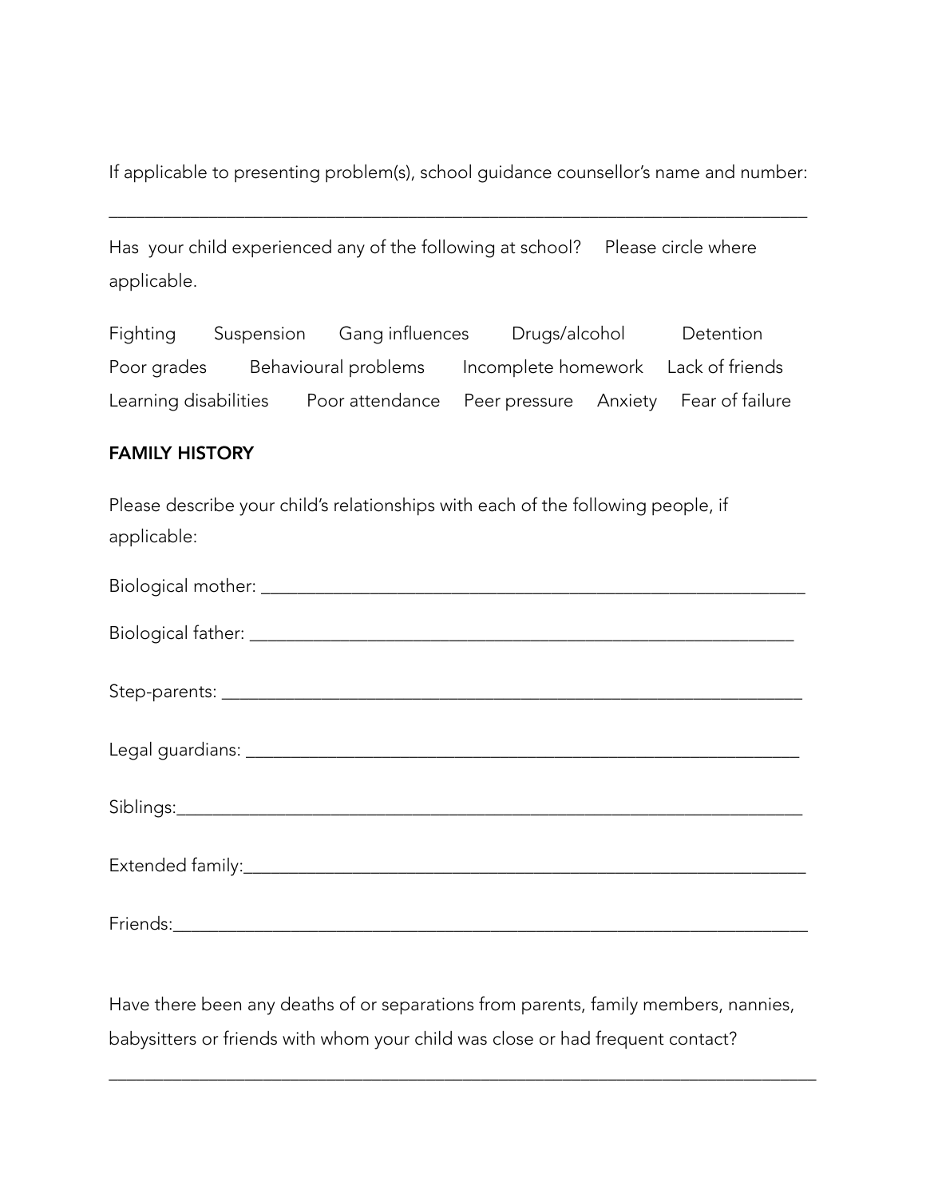If applicable to presenting problem(s), school guidance counsellor's name and number:

_______________________________________________________________________________

Has your child experienced any of the following at school? Please circle where applicable.

Fighting Suspension Gang influences Drugs/alcohol Detention
Poor grades Behavioural problems Incomplete homework Lack of friends
Learning disabilities Poor attendance Peer pressure Anxiety Fear of failure

**FAMILY HISTORY**

Please describe your child's relationships with each of the following people, if applicable:

Biological mother: ____________________________________________________________

Biological father: ____________________________________________________________

Step-parents: ________________________________________________________________

Legal guardians: ______________________________________________________________

Siblings:_____________________________________________________________________

Extended family:______________________________________________________________

Friends:_____________________________________________________________________

Have there been any deaths of or separations from parents, family members, nannies, babysitters or friends with whom your child was close or had frequent contact?

_______________________________________________________________________________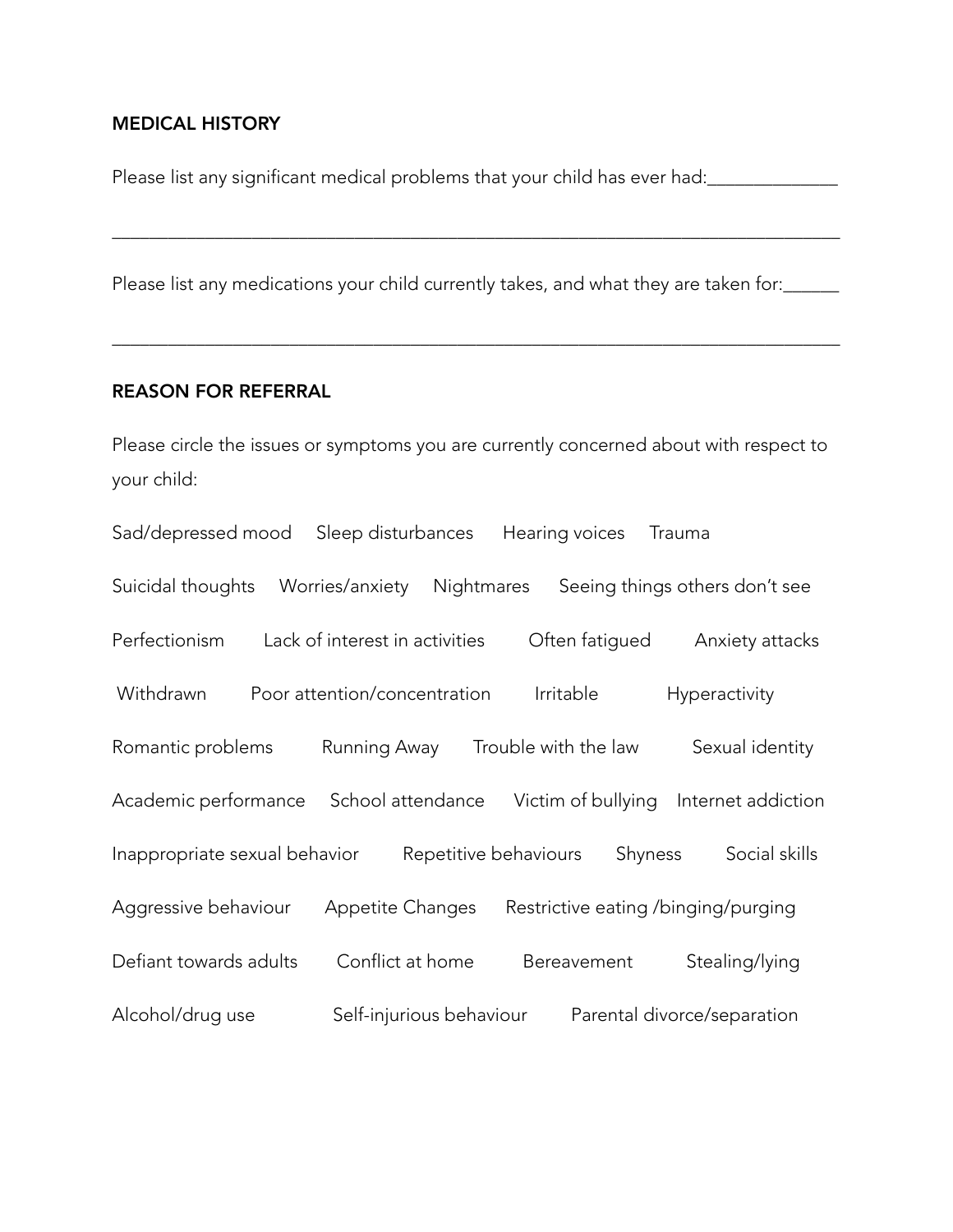## MEDICAL HISTORY

Please list any significant medical problems that your child has ever had:______________

___________________________________________________________________________

Please list any medications your child currently takes, and what they are taken for:______

___________________________________________________________________________

## REASON FOR REFERRAL

Please circle the issues or symptoms you are currently concerned about with respect to your child:

Sad/depressed mood     Sleep disturbances     Hearing voices     Trauma

Suicidal thoughts     Worries/anxiety     Nightmares     Seeing things others don't see

Perfectionism     Lack of interest in activities     Often fatigued     Anxiety attacks

Withdrawn     Poor attention/concentration     Irritable     Hyperactivity

Romantic problems     Running Away     Trouble with the law     Sexual identity

Academic performance     School attendance     Victim of bullying     Internet addiction

Inappropriate sexual behavior     Repetitive behaviours     Shyness     Social skills

Aggressive behaviour     Appetite Changes     Restrictive eating /binging/purging

Defiant towards adults     Conflict at home     Bereavement     Stealing/lying

Alcohol/drug use     Self-injurious behaviour     Parental divorce/separation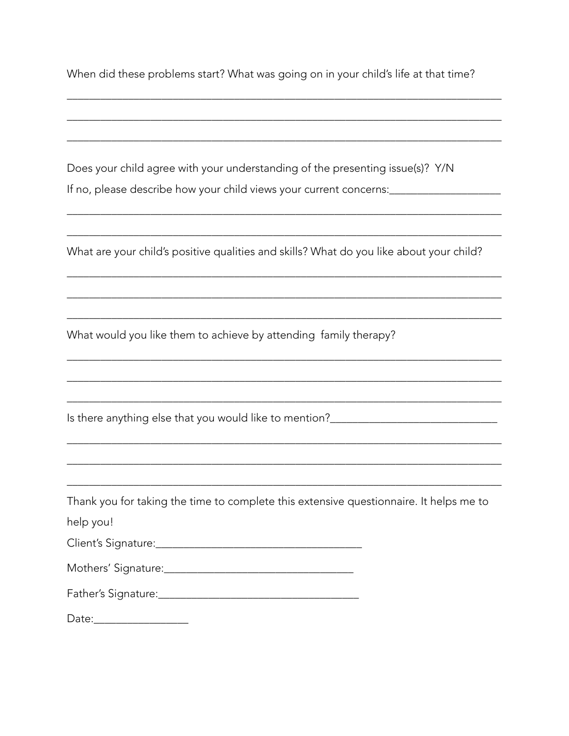When did these problems start? What was going on in your child's life at that time?

______________________________________________________________________________

______________________________________________________________________________

______________________________________________________________________________

Does your child agree with your understanding of the presenting issue(s)? Y/N

If no, please describe how your child views your current concerns:____________________

______________________________________________________________________________

______________________________________________________________________________

What are your child's positive qualities and skills? What do you like about your child?

______________________________________________________________________________

______________________________________________________________________________

______________________________________________________________________________

What would you like them to achieve by attending family therapy?

______________________________________________________________________________

______________________________________________________________________________

______________________________________________________________________________

Is there anything else that you would like to mention?______________________________

______________________________________________________________________________

______________________________________________________________________________

______________________________________________________________________________

Thank you for taking the time to complete this extensive questionnaire. It helps me to help you!

Client's Signature:_____________________________________

Mothers' Signature:__________________________________

Father's Signature:____________________________________

Date:_________________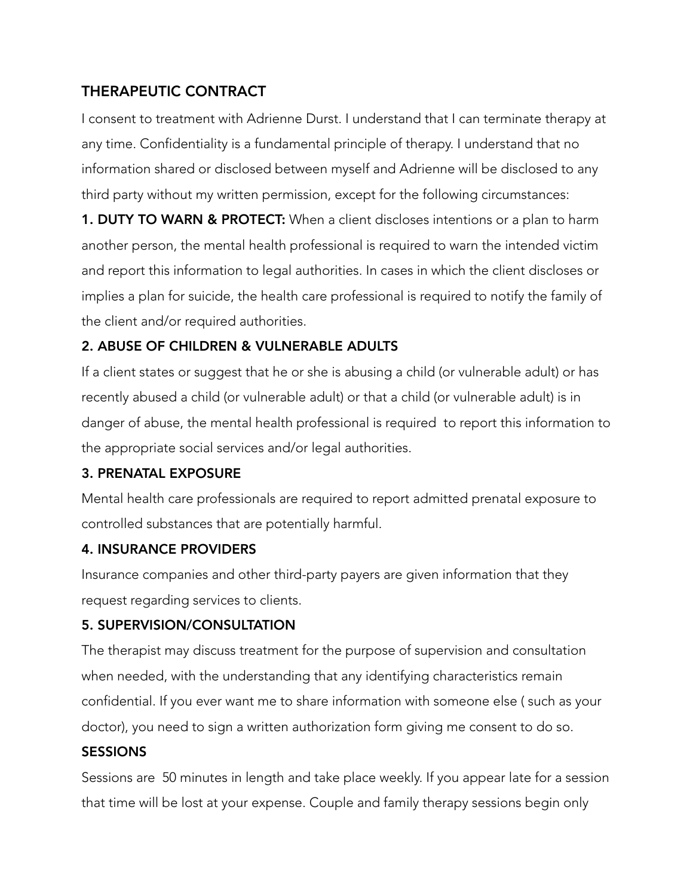## THERAPEUTIC CONTRACT

I consent to treatment with Adrienne Durst. I understand that I can terminate therapy at any time. Confidentiality is a fundamental principle of therapy. I understand that no information shared or disclosed between myself and Adrienne will be disclosed to any third party without my written permission, except for the following circumstances:

**1. DUTY TO WARN & PROTECT:** When a client discloses intentions or a plan to harm another person, the mental health professional is required to warn the intended victim and report this information to legal authorities. In cases in which the client discloses or implies a plan for suicide, the health care professional is required to notify the family of the client and/or required authorities.

### 2. ABUSE OF CHILDREN & VULNERABLE ADULTS

If a client states or suggest that he or she is abusing a child (or vulnerable adult) or has recently abused a child (or vulnerable adult) or that a child (or vulnerable adult) is in danger of abuse, the mental health professional is required to report this information to the appropriate social services and/or legal authorities.

### 3. PRENATAL EXPOSURE

Mental health care professionals are required to report admitted prenatal exposure to controlled substances that are potentially harmful.

### 4. INSURANCE PROVIDERS

Insurance companies and other third-party payers are given information that they request regarding services to clients.

### 5. SUPERVISION/CONSULTATION

The therapist may discuss treatment for the purpose of supervision and consultation when needed, with the understanding that any identifying characteristics remain confidential. If you ever want me to share information with someone else ( such as your doctor), you need to sign a written authorization form giving me consent to do so.

### SESSIONS

Sessions are 50 minutes in length and take place weekly. If you appear late for a session that time will be lost at your expense. Couple and family therapy sessions begin only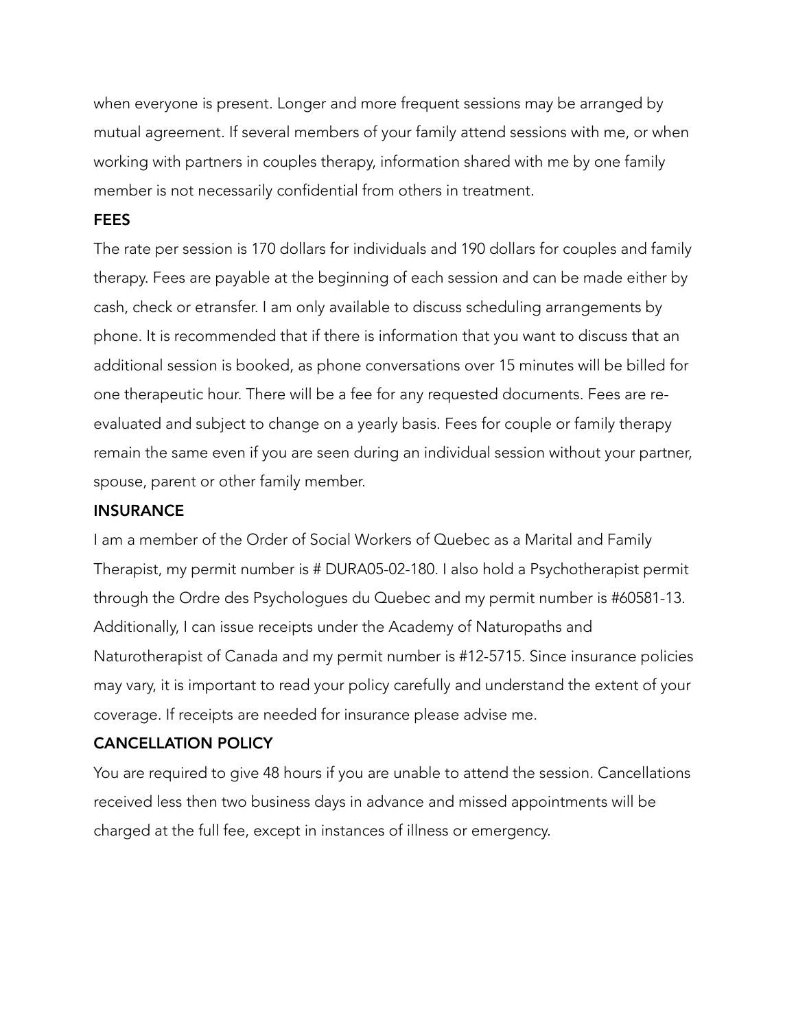when everyone is present. Longer and more frequent sessions may be arranged by mutual agreement. If several members of your family attend sessions with me, or when working with partners in couples therapy, information shared with me by one family member is not necessarily confidential from others in treatment.

## FEES

The rate per session is 170 dollars for individuals and 190 dollars for couples and family therapy. Fees are payable at the beginning of each session and can be made either by cash, check or etransfer. I am only available to discuss scheduling arrangements by phone. It is recommended that if there is information that you want to discuss that an additional session is booked, as phone conversations over 15 minutes will be billed for one therapeutic hour. There will be a fee for any requested documents. Fees are re-evaluated and subject to change on a yearly basis. Fees for couple or family therapy remain the same even if you are seen during an individual session without your partner, spouse, parent or other family member.

## INSURANCE

I am a member of the Order of Social Workers of Quebec as a Marital and Family Therapist, my permit number is # DURA05-02-180. I also hold a Psychotherapist permit through the Ordre des Psychologues du Quebec and my permit number is #60581-13. Additionally, I can issue receipts under the Academy of Naturopaths and Naturotherapist of Canada and my permit number is #12-5715. Since insurance policies may vary, it is important to read your policy carefully and understand the extent of your coverage. If receipts are needed for insurance please advise me.

## CANCELLATION POLICY

You are required to give 48 hours if you are unable to attend the session. Cancellations received less then two business days in advance and missed appointments will be charged at the full fee, except in instances of illness or emergency.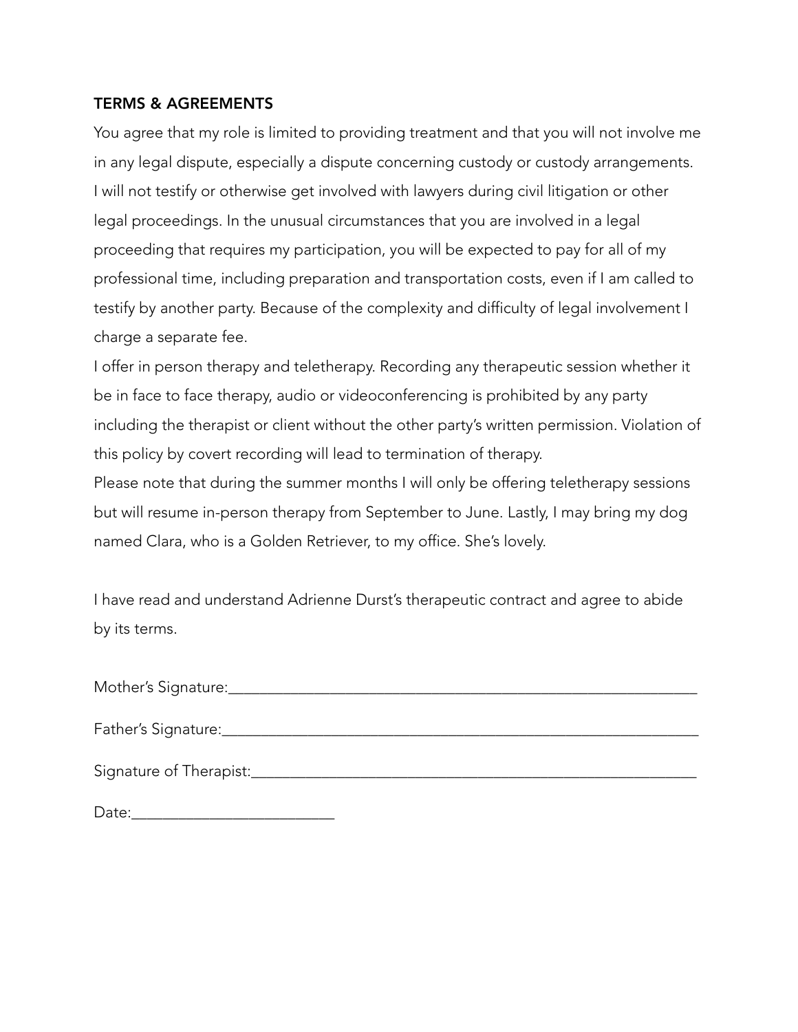## TERMS & AGREEMENTS

You agree that my role is limited to providing treatment and that you will not involve me in any legal dispute, especially a dispute concerning custody or custody arrangements. I will not testify or otherwise get involved with lawyers during civil litigation or other legal proceedings. In the unusual circumstances that you are involved in a legal proceeding that requires my participation, you will be expected to pay for all of my professional time, including preparation and transportation costs, even if I am called to testify by another party. Because of the complexity and difficulty of legal involvement I charge a separate fee.

I offer in person therapy and teletherapy. Recording any therapeutic session whether it be in face to face therapy, audio or videoconferencing is prohibited by any party including the therapist or client without the other party's written permission. Violation of this policy by covert recording will lead to termination of therapy.

Please note that during the summer months I will only be offering teletherapy sessions but will resume in-person therapy from September to June. Lastly, I may bring my dog named Clara, who is a Golden Retriever, to my office. She's lovely.

I have read and understand Adrienne Durst's therapeutic contract and agree to abide by its terms.

Mother's Signature:______________________________________________________________

Father's Signature:______________________________________________________________

Signature of Therapist:___________________________________________________________

Date:_________________________